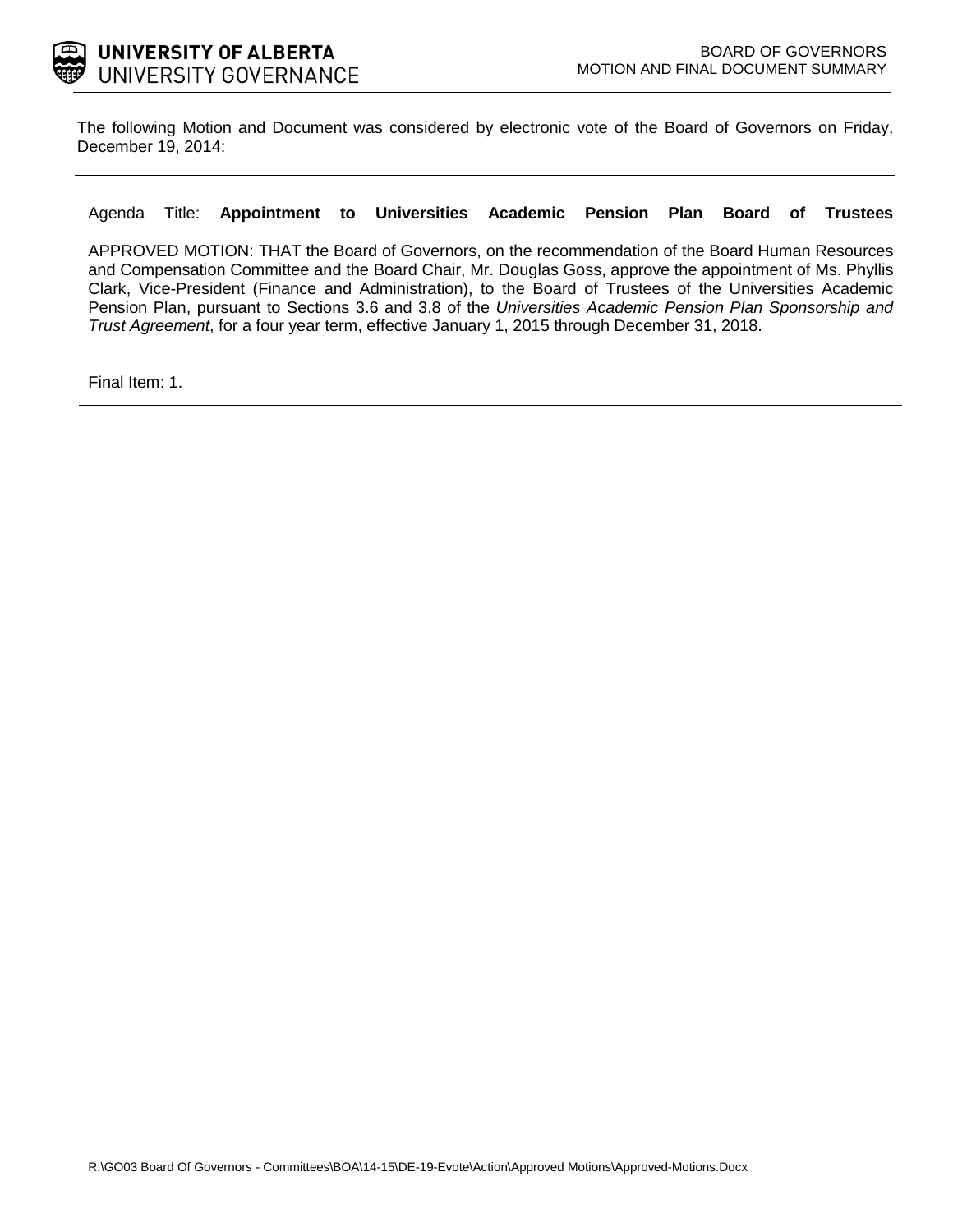**UNIVERSITY OF ALBERTA**
UNIVERSITY GOVERNANCE

BOARD OF GOVERNORS
MOTION AND FINAL DOCUMENT SUMMARY

The following Motion and Document was considered by electronic vote of the Board of Governors on Friday, December 19, 2014:

---

Agenda Title: **Appointment to Universities Academic Pension Plan Board of Trustees**

APPROVED MOTION: THAT the Board of Governors, on the recommendation of the Board Human Resources and Compensation Committee and the Board Chair, Mr. Douglas Goss, approve the appointment of Ms. Phyllis Clark, Vice-President (Finance and Administration), to the Board of Trustees of the Universities Academic Pension Plan, pursuant to Sections 3.6 and 3.8 of the *Universities Academic Pension Plan Sponsorship and Trust Agreement*, for a four year term, effective January 1, 2015 through December 31, 2018.

Final Item: 1.

---

R:\GO03 Board Of Governors - Committees\BOA\14-15\DE-19-Evote\Action\Approved Motions\Approved-Motions.Docx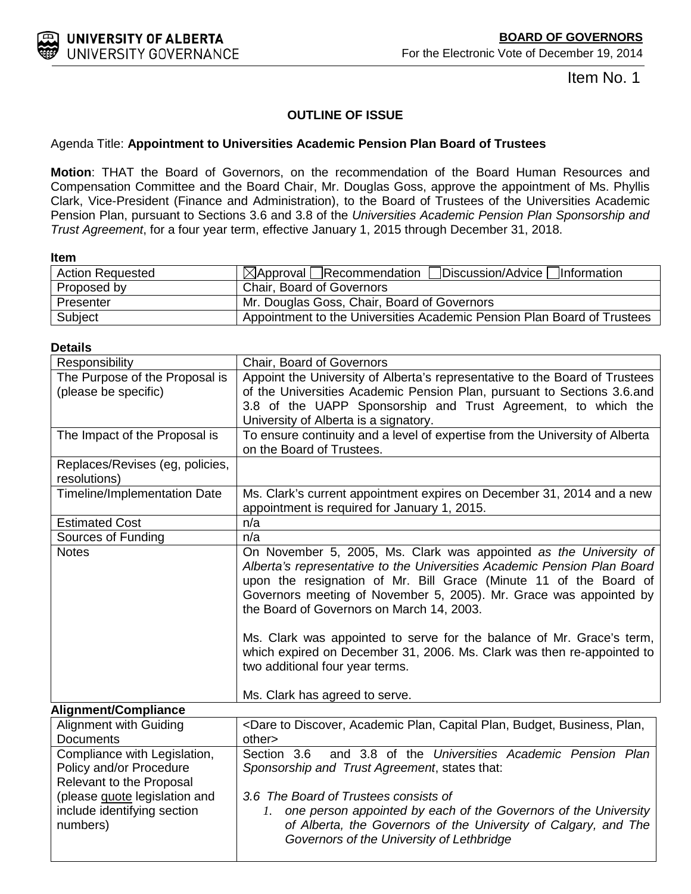**BOARD OF GOVERNORS**

For the Electronic Vote of December 19, 2014

Item No. 1

## OUTLINE OF ISSUE

Agenda Title: **Appointment to Universities Academic Pension Plan Board of Trustees**

**Motion**: THAT the Board of Governors, on the recommendation of the Board Human Resources and Compensation Committee and the Board Chair, Mr. Douglas Goss, approve the appointment of Ms. Phyllis Clark, Vice-President (Finance and Administration), to the Board of Trustees of the Universities Academic Pension Plan, pursuant to Sections 3.6 and 3.8 of the *Universities Academic Pension Plan Sponsorship and Trust Agreement*, for a four year term, effective January 1, 2015 through December 31, 2018.

**Item**

| | |
|---|---|
| Action Requested | ☒Approval ☐Recommendation ☐Discussion/Advice ☐Information |
| Proposed by | Chair, Board of Governors |
| Presenter | Mr. Douglas Goss, Chair, Board of Governors |
| Subject | Appointment to the Universities Academic Pension Plan Board of Trustees |

**Details**

| | |
|---|---|
| Responsibility | Chair, Board of Governors |
| The Purpose of the Proposal is (please be specific) | Appoint the University of Alberta's representative to the Board of Trustees of the Universities Academic Pension Plan, pursuant to Sections 3.6.and 3.8 of the UAPP Sponsorship and Trust Agreement, to which the University of Alberta is a signatory. |
| The Impact of the Proposal is | To ensure continuity and a level of expertise from the University of Alberta on the Board of Trustees. |
| Replaces/Revises (eg, policies, resolutions) | |
| Timeline/Implementation Date | Ms. Clark's current appointment expires on December 31, 2014 and a new appointment is required for January 1, 2015. |
| Estimated Cost | n/a |
| Sources of Funding | n/a |
| Notes | On November 5, 2005, Ms. Clark was appointed *as the University of Alberta's representative to the Universities Academic Pension Plan Board* upon the resignation of Mr. Bill Grace (Minute 11 of the Board of Governors meeting of November 5, 2005). Mr. Grace was appointed by the Board of Governors on March 14, 2003.<br><br>Ms. Clark was appointed to serve for the balance of Mr. Grace's term, which expired on December 31, 2006. Ms. Clark was then re-appointed to two additional four year terms.<br><br>Ms. Clark has agreed to serve. |

**Alignment/Compliance**

| | |
|---|---|
| Alignment with Guiding Documents | <Dare to Discover, Academic Plan, Capital Plan, Budget, Business, Plan, other> |
| Compliance with Legislation, Policy and/or Procedure Relevant to the Proposal (please quote legislation and include identifying section numbers) | Section 3.6 and 3.8 of the *Universities Academic Pension Plan Sponsorship and Trust Agreement*, states that:<br><br>*3.6 The Board of Trustees consists of*<br>*1. one person appointed by each of the Governors of the University of Alberta, the Governors of the University of Calgary, and The Governors of the University of Lethbridge* |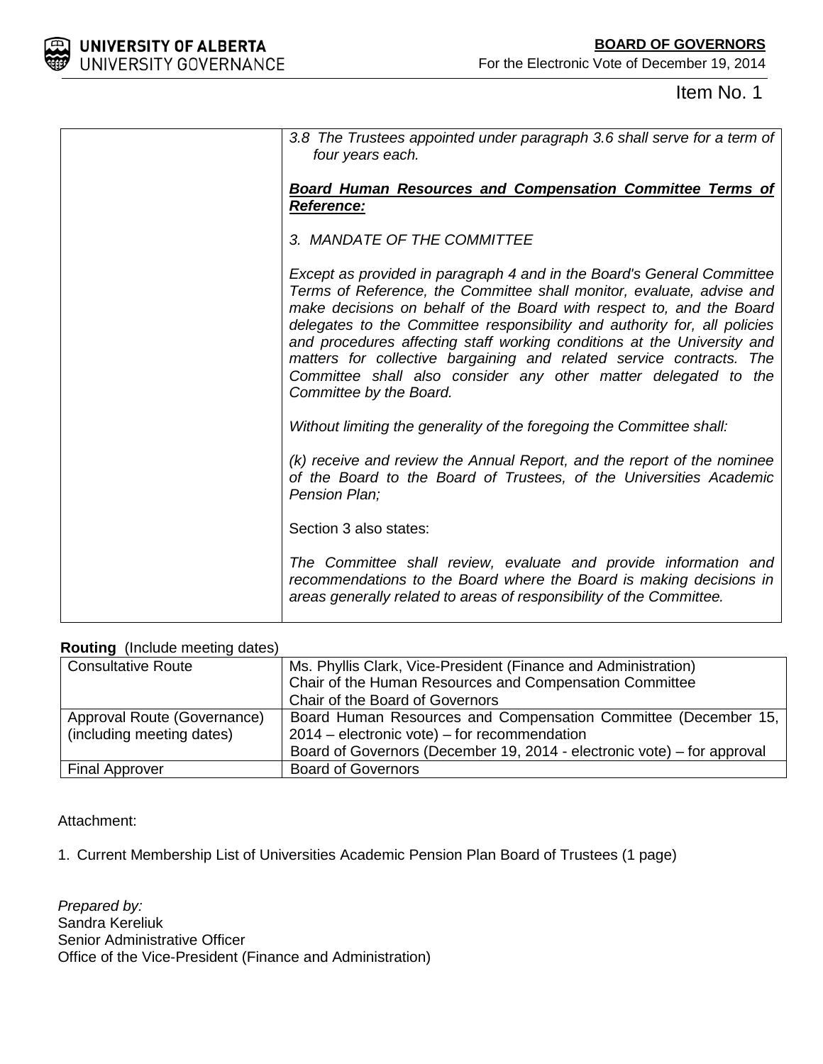Item No. 1

| | *3.8 The Trustees appointed under paragraph 3.6 shall serve for a term of four years each.*<br><br>***Board Human Resources and Compensation Committee Terms of Reference:***<br><br>*3. MANDATE OF THE COMMITTEE*<br><br>*Except as provided in paragraph 4 and in the Board's General Committee Terms of Reference, the Committee shall monitor, evaluate, advise and make decisions on behalf of the Board with respect to, and the Board delegates to the Committee responsibility and authority for, all policies and procedures affecting staff working conditions at the University and matters for collective bargaining and related service contracts. The Committee shall also consider any other matter delegated to the Committee by the Board.*<br><br>*Without limiting the generality of the foregoing the Committee shall:*<br><br>*(k) receive and review the Annual Report, and the report of the nominee of the Board to the Board of Trustees, of the Universities Academic Pension Plan;*<br><br>Section 3 also states:<br><br>*The Committee shall review, evaluate and provide information and recommendations to the Board where the Board is making decisions in areas generally related to areas of responsibility of the Committee.* |
|---|---|

**Routing** (Include meeting dates)

| Consultative Route | Ms. Phyllis Clark, Vice-President (Finance and Administration)<br>Chair of the Human Resources and Compensation Committee<br>Chair of the Board of Governors |
|---|---|
| Approval Route (Governance) (including meeting dates) | Board Human Resources and Compensation Committee (December 15, 2014 – electronic vote) – for recommendation<br>Board of Governors (December 19, 2014 - electronic vote) – for approval |
| Final Approver | Board of Governors |

Attachment:

1. Current Membership List of Universities Academic Pension Plan Board of Trustees (1 page)

*Prepared by:*
Sandra Kereliuk
Senior Administrative Officer
Office of the Vice-President (Finance and Administration)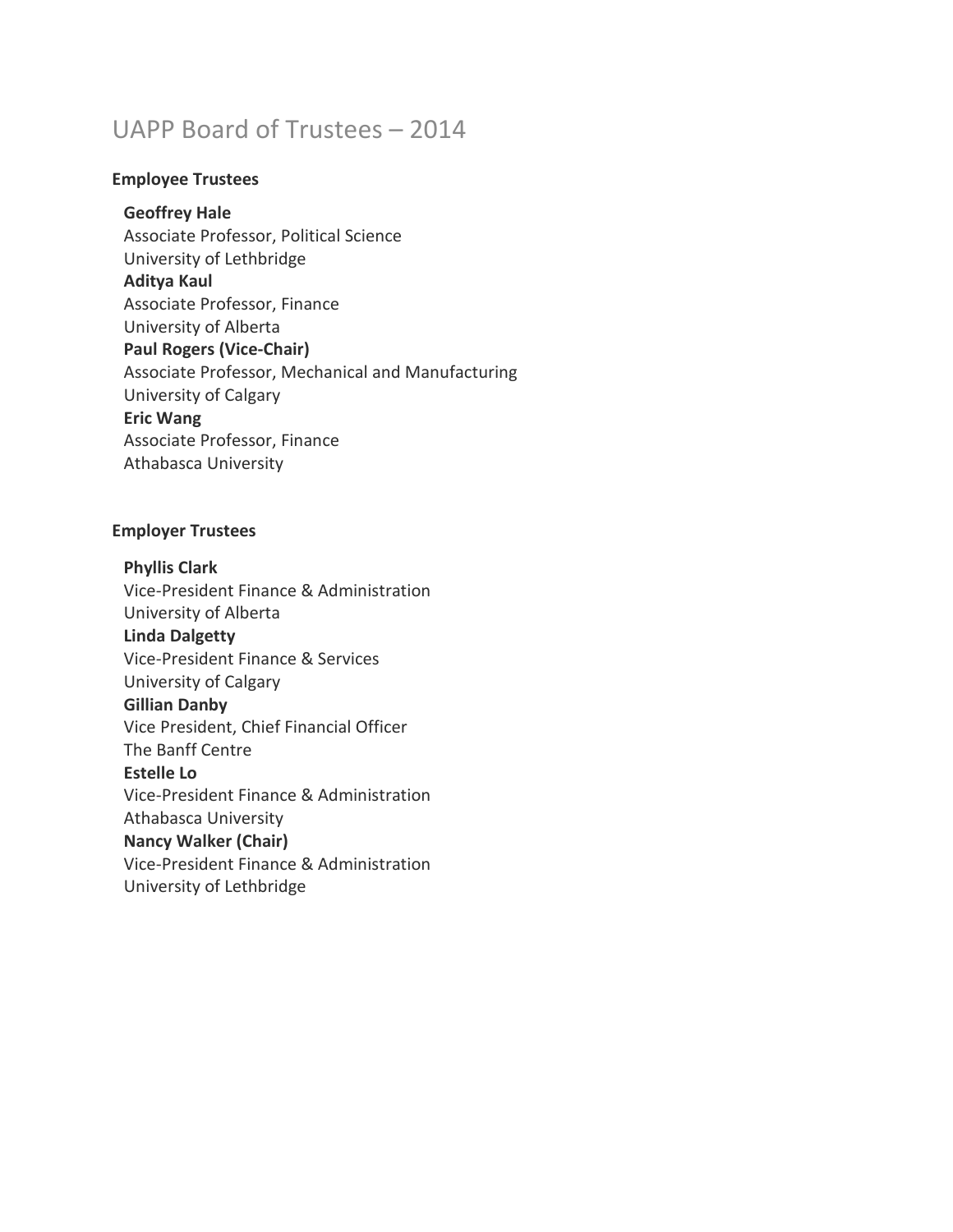# UAPP Board of Trustees – 2014

**Employee Trustees**

**Geoffrey Hale**
Associate Professor, Political Science
University of Lethbridge

**Aditya Kaul**
Associate Professor, Finance
University of Alberta

**Paul Rogers (Vice-Chair)**
Associate Professor, Mechanical and Manufacturing
University of Calgary

**Eric Wang**
Associate Professor, Finance
Athabasca University

**Employer Trustees**

**Phyllis Clark**
Vice-President Finance & Administration
University of Alberta

**Linda Dalgetty**
Vice-President Finance & Services
University of Calgary

**Gillian Danby**
Vice President, Chief Financial Officer
The Banff Centre

**Estelle Lo**
Vice-President Finance & Administration
Athabasca University

**Nancy Walker (Chair)**
Vice-President Finance & Administration
University of Lethbridge